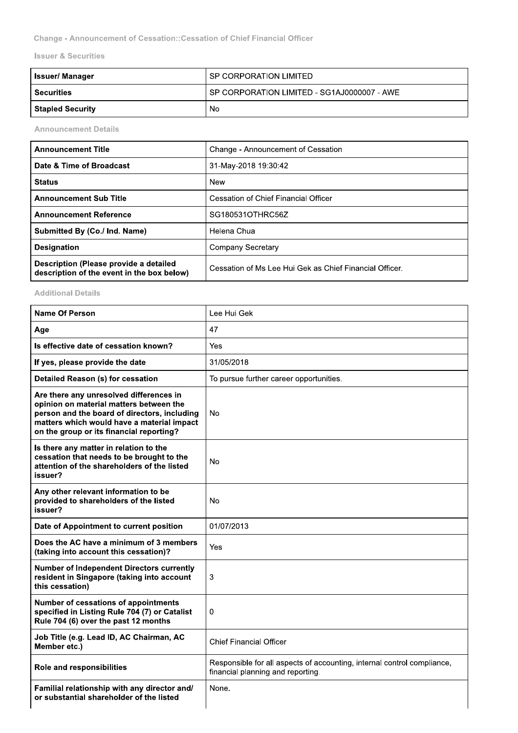Change - Announcement of Cessation::Cessation of Chief Financial Officer

Issuer & Securities

| Issuer/ Manager | SP CORPORATION LIMITED |
|---|---|
| Securities | SP CORPORATION LIMITED - SG1AJ0000007 - AWE |
| Stapled Security | No |

Announcement Details

| Announcement Title | Change - Announcement of Cessation |
|---|---|
| Date & Time of Broadcast | 31-May-2018 19:30:42 |
| Status | New |
| Announcement Sub Title | Cessation of Chief Financial Officer |
| Announcement Reference | SG180531OTHRC56Z |
| Submitted By (Co./ Ind. Name) | Helena Chua |
| Designation | Company Secretary |
| Description (Please provide a detailed description of the event in the box below) | Cessation of Ms Lee Hui Gek as Chief Financial Officer. |

Additional Details

| Name Of Person | Lee Hui Gek |
|---|---|
| Age | 47 |
| Is effective date of cessation known? | Yes |
| If yes, please provide the date | 31/05/2018 |
| Detailed Reason (s) for cessation | To pursue further career opportunities. |
| Are there any unresolved differences in opinion on material matters between the person and the board of directors, including matters which would have a material impact on the group or its financial reporting? | No |
| Is there any matter in relation to the cessation that needs to be brought to the attention of the shareholders of the listed issuer? | No |
| Any other relevant information to be provided to shareholders of the listed issuer? | No |
| Date of Appointment to current position | 01/07/2013 |
| Does the AC have a minimum of 3 members (taking into account this cessation)? | Yes |
| Number of Independent Directors currently resident in Singapore (taking into account this cessation) | 3 |
| Number of cessations of appointments specified in Listing Rule 704 (7) or Catalist Rule 704 (6) over the past 12 months | 0 |
| Job Title (e.g. Lead ID, AC Chairman, AC Member etc.) | Chief Financial Officer |
| Role and responsibilities | Responsible for all aspects of accounting, internal control compliance, financial planning and reporting. |
| Familial relationship with any director and/ or substantial shareholder of the listed | None. |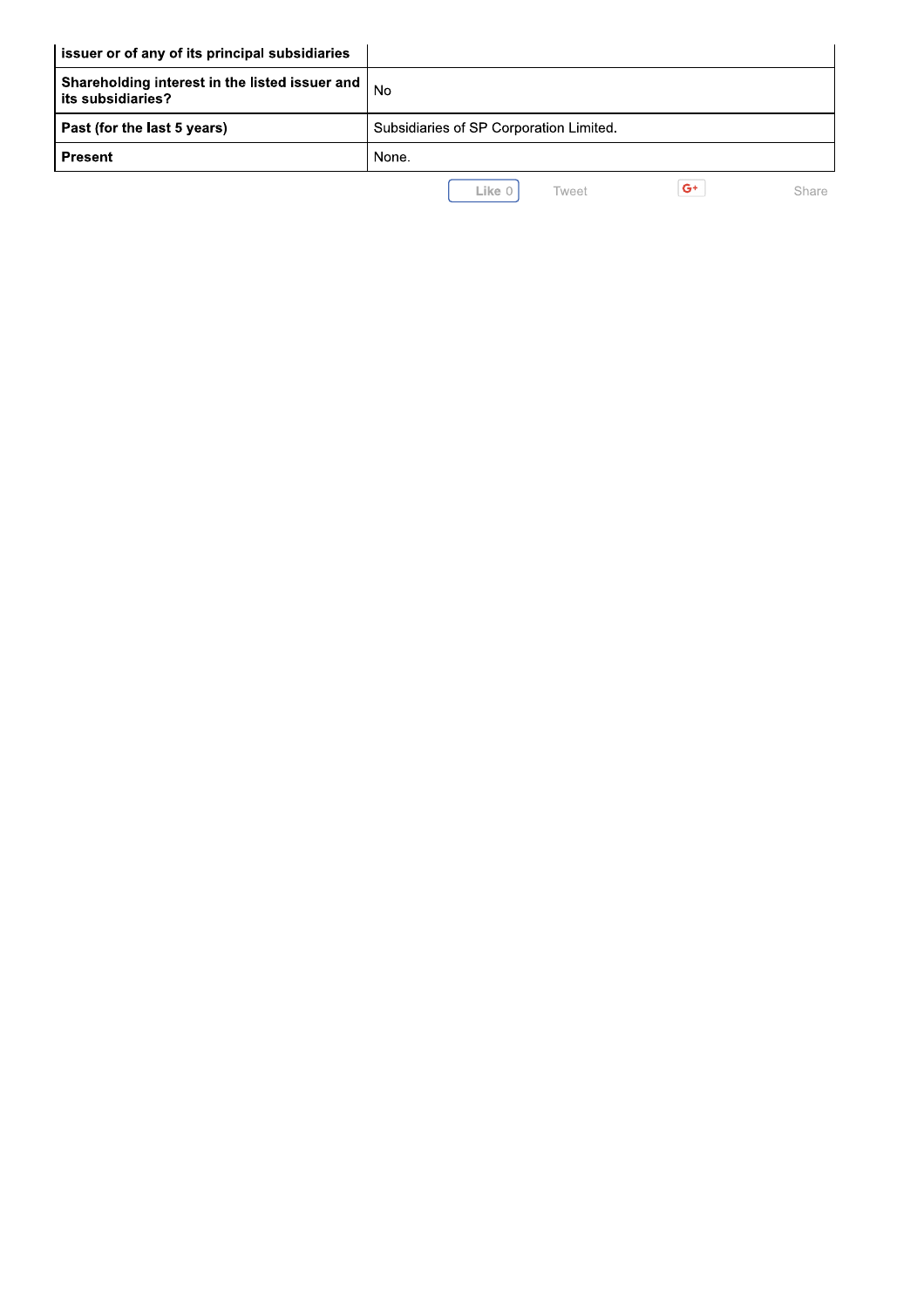| | |
|---|---|
| **issuer or of any of its principal subsidiaries** | |
| **Shareholding interest in the listed issuer and its subsidiaries?** | No |
| **Past (for the last 5 years)** | Subsidiaries of SP Corporation Limited. |
| **Present** | None. |